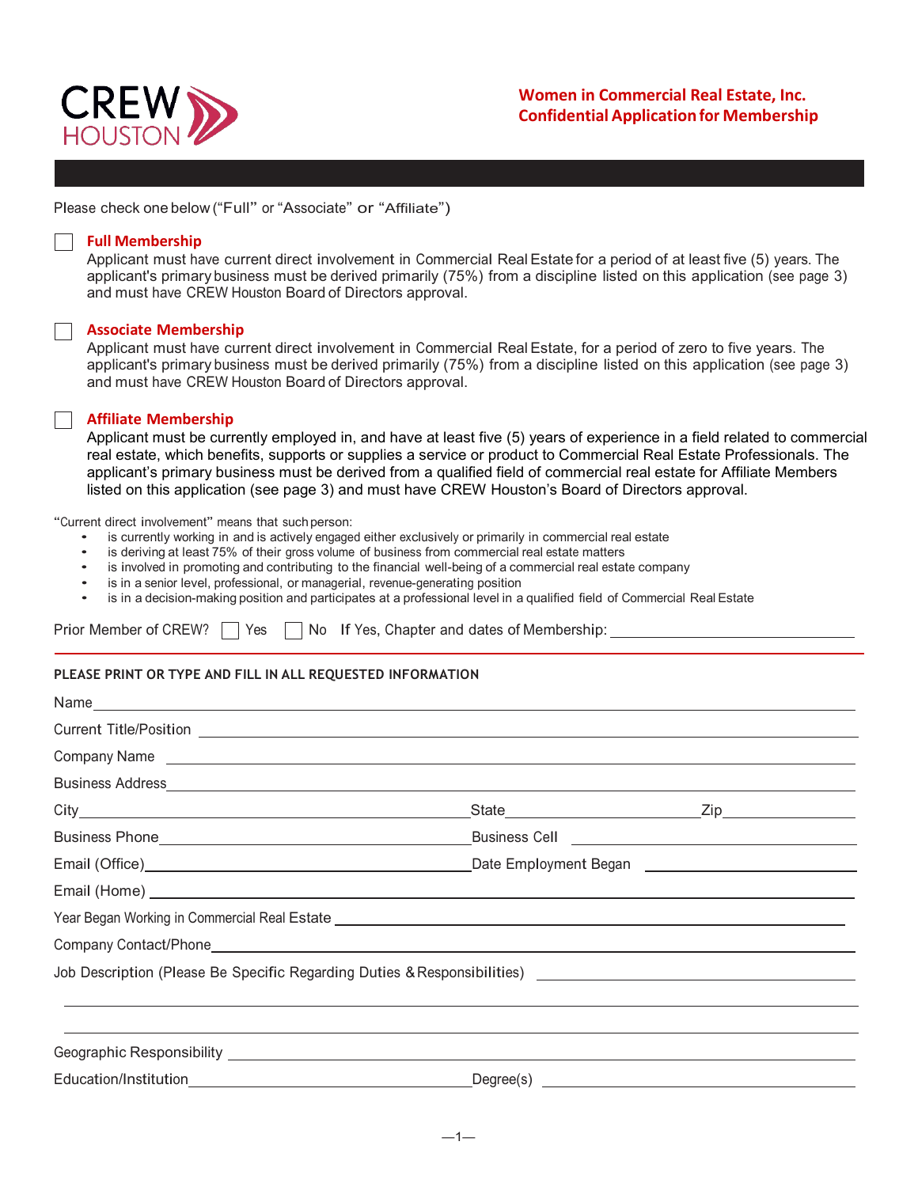CREW HOUSTON

**Women in Commercial Real Estate, Inc.**
**Confidential Application for Membership**

Please check one below ("Full" or "Associate" or "Affiliate")

☐ **Full Membership**
Applicant must have current direct involvement in Commercial Real Estate for a period of at least five (5) years. The applicant's primary business must be derived primarily (75%) from a discipline listed on this application (see page 3) and must have CREW Houston Board of Directors approval.

☐ **Associate Membership**
Applicant must have current direct involvement in Commercial Real Estate, for a period of zero to five years. The applicant's primary business must be derived primarily (75%) from a discipline listed on this application (see page 3) and must have CREW Houston Board of Directors approval.

☐ **Affiliate Membership**
Applicant must be currently employed in, and have at least five (5) years of experience in a field related to commercial real estate, which benefits, supports or supplies a service or product to Commercial Real Estate Professionals. The applicant's primary business must be derived from a qualified field of commercial real estate for Affiliate Members listed on this application (see page 3) and must have CREW Houston's Board of Directors approval.

"Current direct involvement" means that such person:

- is currently working in and is actively engaged either exclusively or primarily in commercial real estate
- is deriving at least 75% of their gross volume of business from commercial real estate matters
- is involved in promoting and contributing to the financial well-being of a commercial real estate company
- is in a senior level, professional, or managerial, revenue-generating position
- is in a decision-making position and participates at a professional level in a qualified field of Commercial Real Estate

Prior Member of CREW? ☐ Yes ☐ No If Yes, Chapter and dates of Membership: ______________________

**PLEASE PRINT OR TYPE AND FILL IN ALL REQUESTED INFORMATION**

Name ______________________

Current Title/Position ______________________

Company Name ______________________

Business Address ______________________

City ______________________ State ______________ Zip ______________

Business Phone ______________________ Business Cell ______________________

Email (Office) ______________________ Date Employment Began ______________________

Email (Home) ______________________

Year Began Working in Commercial Real Estate ______________________

Company Contact/Phone ______________________

Job Description (Please Be Specific Regarding Duties & Responsibilities) ______________________

______________________

______________________

Geographic Responsibility ______________________

Education/Institution ______________________ Degree(s) ______________________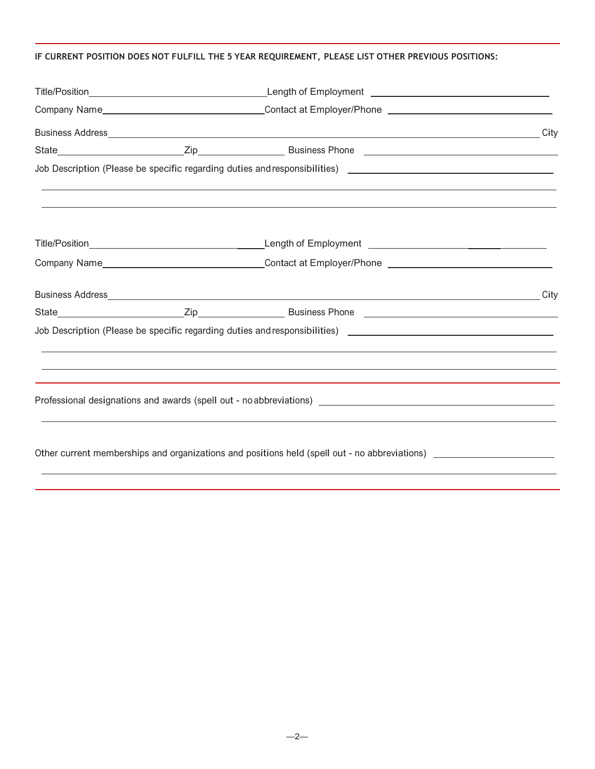**IF CURRENT POSITION DOES NOT FULFILL THE 5 YEAR REQUIREMENT, PLEASE LIST OTHER PREVIOUS POSITIONS:**

Title/Position\_\_\_\_\_\_\_\_\_\_\_\_\_\_\_\_\_\_\_\_\_\_\_\_\_\_\_\_\_\_ Length of Employment \_\_\_\_\_\_\_\_\_\_\_\_\_\_\_\_\_\_\_\_\_\_\_\_\_\_\_\_\_\_

Company Name\_\_\_\_\_\_\_\_\_\_\_\_\_\_\_\_\_\_\_\_\_\_\_\_\_\_\_\_\_\_ Contact at Employer/Phone \_\_\_\_\_\_\_\_\_\_\_\_\_\_\_\_\_\_\_\_\_\_\_\_\_\_\_\_\_\_

Business Address\_\_\_\_\_\_\_\_\_\_\_\_\_\_\_\_\_\_\_\_\_\_\_\_\_\_\_\_\_\_\_\_\_\_\_\_\_\_\_\_\_\_\_\_\_\_\_\_\_\_\_\_\_\_\_\_\_\_\_\_ City

State\_\_\_\_\_\_\_\_\_\_\_\_\_\_\_\_\_\_\_\_ Zip\_\_\_\_\_\_\_\_\_\_\_\_\_\_ Business Phone \_\_\_\_\_\_\_\_\_\_\_\_\_\_\_\_\_\_\_\_\_\_\_\_\_\_\_\_\_\_

Job Description (Please be specific regarding duties and responsibilities) \_\_\_\_\_\_\_\_\_\_\_\_\_\_\_\_\_\_\_\_\_\_\_\_\_\_\_\_\_\_

\_\_\_\_\_\_\_\_\_\_\_\_\_\_\_\_\_\_\_\_\_\_\_\_\_\_\_\_\_\_\_\_\_\_\_\_\_\_\_\_\_\_\_\_\_\_\_\_\_\_\_\_\_\_\_\_\_\_\_\_\_\_\_\_\_\_\_\_\_\_\_\_\_\_\_\_

\_\_\_\_\_\_\_\_\_\_\_\_\_\_\_\_\_\_\_\_\_\_\_\_\_\_\_\_\_\_\_\_\_\_\_\_\_\_\_\_\_\_\_\_\_\_\_\_\_\_\_\_\_\_\_\_\_\_\_\_\_\_\_\_\_\_\_\_\_\_\_\_\_\_\_\_

Title/Position\_\_\_\_\_\_\_\_\_\_\_\_\_\_\_\_\_\_\_\_\_\_\_\_\_\_\_\_\_\_ Length of Employment \_\_\_\_\_\_\_\_\_\_\_\_\_\_\_\_\_\_\_\_\_\_\_\_\_\_\_\_\_\_

Company Name\_\_\_\_\_\_\_\_\_\_\_\_\_\_\_\_\_\_\_\_\_\_\_\_\_\_\_\_\_\_ Contact at Employer/Phone \_\_\_\_\_\_\_\_\_\_\_\_\_\_\_\_\_\_\_\_\_\_\_\_\_\_\_\_\_\_

Business Address\_\_\_\_\_\_\_\_\_\_\_\_\_\_\_\_\_\_\_\_\_\_\_\_\_\_\_\_\_\_\_\_\_\_\_\_\_\_\_\_\_\_\_\_\_\_\_\_\_\_\_\_\_\_\_\_\_\_\_\_ City

State\_\_\_\_\_\_\_\_\_\_\_\_\_\_\_\_\_\_\_\_ Zip\_\_\_\_\_\_\_\_\_\_\_\_\_\_ Business Phone \_\_\_\_\_\_\_\_\_\_\_\_\_\_\_\_\_\_\_\_\_\_\_\_\_\_\_\_\_\_

Job Description (Please be specific regarding duties and responsibilities) \_\_\_\_\_\_\_\_\_\_\_\_\_\_\_\_\_\_\_\_\_\_\_\_\_\_\_\_\_\_

\_\_\_\_\_\_\_\_\_\_\_\_\_\_\_\_\_\_\_\_\_\_\_\_\_\_\_\_\_\_\_\_\_\_\_\_\_\_\_\_\_\_\_\_\_\_\_\_\_\_\_\_\_\_\_\_\_\_\_\_\_\_\_\_\_\_\_\_\_\_\_\_\_\_\_\_

\_\_\_\_\_\_\_\_\_\_\_\_\_\_\_\_\_\_\_\_\_\_\_\_\_\_\_\_\_\_\_\_\_\_\_\_\_\_\_\_\_\_\_\_\_\_\_\_\_\_\_\_\_\_\_\_\_\_\_\_\_\_\_\_\_\_\_\_\_\_\_\_\_\_\_\_

---

Professional designations and awards (spell out - no abbreviations) \_\_\_\_\_\_\_\_\_\_\_\_\_\_\_\_\_\_\_\_\_\_\_\_\_\_\_\_\_\_

\_\_\_\_\_\_\_\_\_\_\_\_\_\_\_\_\_\_\_\_\_\_\_\_\_\_\_\_\_\_\_\_\_\_\_\_\_\_\_\_\_\_\_\_\_\_\_\_\_\_\_\_\_\_\_\_\_\_\_\_\_\_\_\_\_\_\_\_\_\_\_\_\_\_\_\_

Other current memberships and organizations and positions held (spell out - no abbreviations) \_\_\_\_\_\_\_\_\_\_\_\_\_\_\_\_\_\_\_\_

\_\_\_\_\_\_\_\_\_\_\_\_\_\_\_\_\_\_\_\_\_\_\_\_\_\_\_\_\_\_\_\_\_\_\_\_\_\_\_\_\_\_\_\_\_\_\_\_\_\_\_\_\_\_\_\_\_\_\_\_\_\_\_\_\_\_\_\_\_\_\_\_\_\_\_\_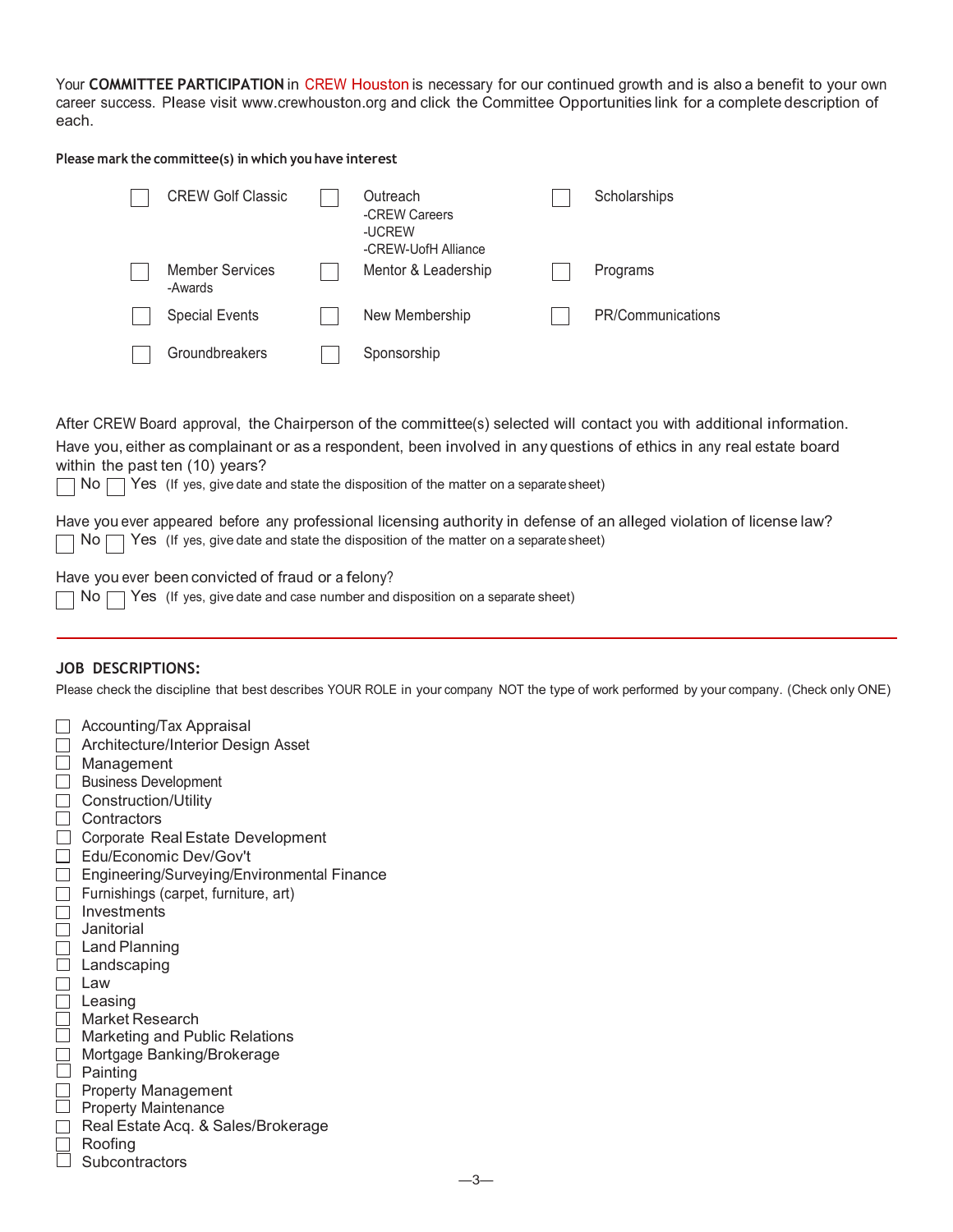Your **COMMITTEE PARTICIPATION** in CREW Houston is necessary for our continued growth and is also a benefit to your own career success. Please visit www.crewhouston.org and click the Committee Opportunities link for a complete description of each.

**Please mark the committee(s) in which you have interest**

| | | |
|---|---|---|
| ☐ CREW Golf Classic | ☐ Outreach<br>-CREW Careers<br>-UCREW<br>-CREW-UofH Alliance | ☐ Scholarships |
| ☐ Member Services<br>-Awards | ☐ Mentor & Leadership | ☐ Programs |
| ☐ Special Events | ☐ New Membership | ☐ PR/Communications |
| ☐ Groundbreakers | ☐ Sponsorship | |

After CREW Board approval, the Chairperson of the committee(s) selected will contact you with additional information.

Have you, either as complainant or as a respondent, been involved in any questions of ethics in any real estate board within the past ten (10) years?

☐ No ☐ Yes (If yes, give date and state the disposition of the matter on a separate sheet)

Have you ever appeared before any professional licensing authority in defense of an alleged violation of license law?

☐ No ☐ Yes (If yes, give date and state the disposition of the matter on a separate sheet)

Have you ever been convicted of fraud or a felony?

☐ No ☐ Yes (If yes, give date and case number and disposition on a separate sheet)

---

**JOB DESCRIPTIONS:**

Please check the discipline that best describes YOUR ROLE in your company NOT the type of work performed by your company. (Check only ONE)

- ☐ Accounting/Tax Appraisal
- ☐ Architecture/Interior Design Asset
- ☐ Management
- ☐ Business Development
- ☐ Construction/Utility
- ☐ Contractors
- ☐ Corporate Real Estate Development
- ☐ Edu/Economic Dev/Gov't
- ☐ Engineering/Surveying/Environmental Finance
- ☐ Furnishings (carpet, furniture, art)
- ☐ Investments
- ☐ Janitorial
- ☐ Land Planning
- ☐ Landscaping
- ☐ Law
- ☐ Leasing
- ☐ Market Research
- ☐ Marketing and Public Relations
- ☐ Mortgage Banking/Brokerage
- ☐ Painting
- ☐ Property Management
- ☐ Property Maintenance
- ☐ Real Estate Acq. & Sales/Brokerage
- ☐ Roofing
- ☐ Subcontractors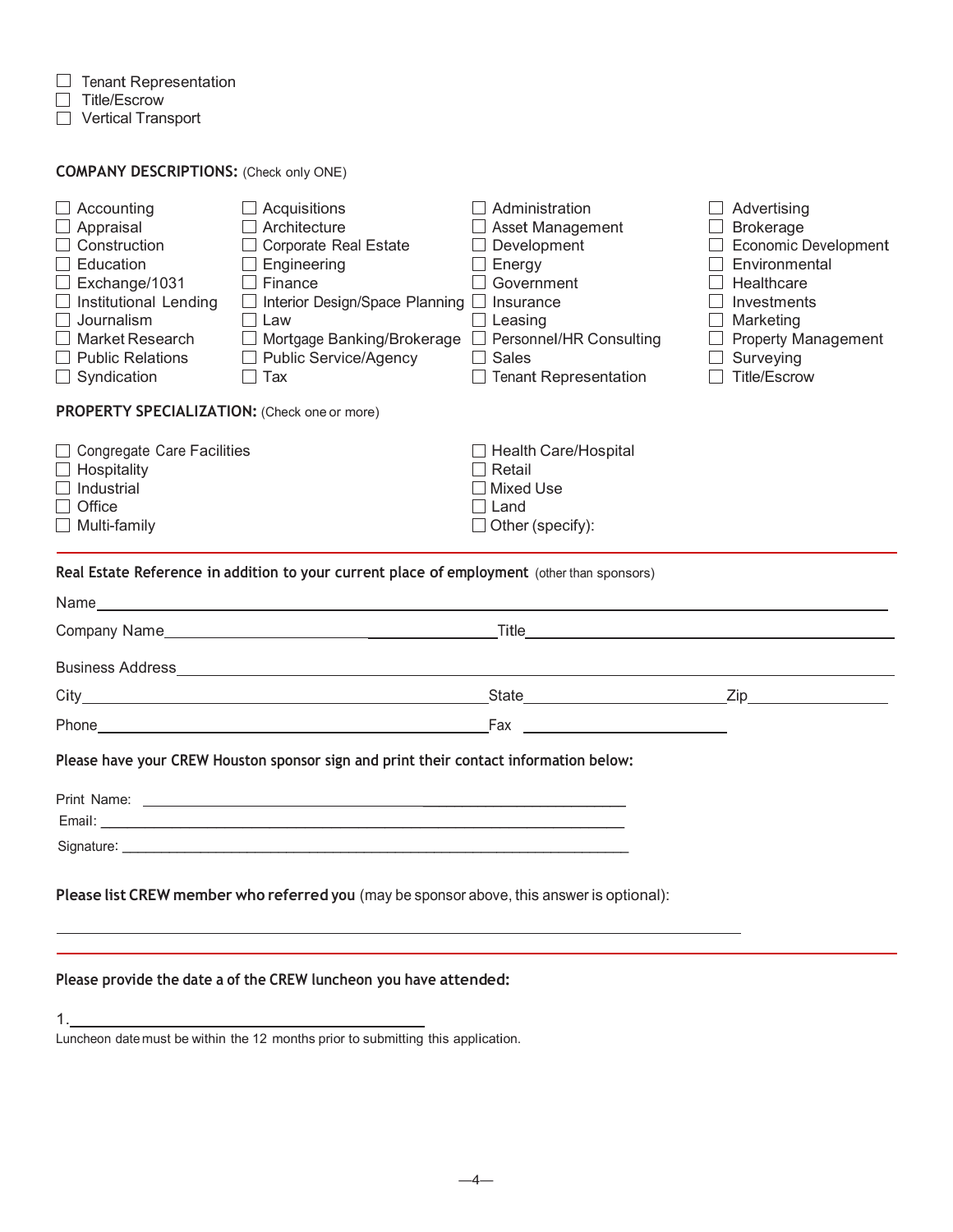- ☐ Tenant Representation
- ☐ Title/Escrow
- ☐ Vertical Transport

**COMPANY DESCRIPTIONS:** (Check only ONE)

- ☐ Accounting
- ☐ Acquisitions
- ☐ Administration
- ☐ Advertising
- ☐ Appraisal
- ☐ Architecture
- ☐ Asset Management
- ☐ Brokerage
- ☐ Construction
- ☐ Corporate Real Estate
- ☐ Development
- ☐ Economic Development
- ☐ Education
- ☐ Engineering
- ☐ Energy
- ☐ Environmental
- ☐ Exchange/1031
- ☐ Finance
- ☐ Government
- ☐ Healthcare
- ☐ Institutional Lending
- ☐ Interior Design/Space Planning
- ☐ Insurance
- ☐ Investments
- ☐ Journalism
- ☐ Law
- ☐ Leasing
- ☐ Marketing
- ☐ Market Research
- ☐ Mortgage Banking/Brokerage
- ☐ Personnel/HR Consulting
- ☐ Property Management
- ☐ Public Relations
- ☐ Public Service/Agency
- ☐ Sales
- ☐ Surveying
- ☐ Syndication
- ☐ Tax
- ☐ Tenant Representation
- ☐ Title/Escrow

**PROPERTY SPECIALIZATION:** (Check one or more)

- ☐ Congregate Care Facilities
- ☐ Health Care/Hospital
- ☐ Hospitality
- ☐ Retail
- ☐ Industrial
- ☐ Mixed Use
- ☐ Office
- ☐ Land
- ☐ Multi-family
- ☐ Other (specify):

---

**Real Estate Reference in addition to your current place of employment** (other than sponsors)

Name ______________________________

Company Name ______________________________ Title ______________________________

Business Address ______________________________

City ______________________________ State ______________ Zip ______________

Phone ______________________________ Fax ______________________________

**Please have your CREW Houston sponsor sign and print their contact information below:**

Print Name: ______________________________

Email: ______________________________

Signature: ______________________________

**Please list CREW member who referred you** (may be sponsor above, this answer is optional):

______________________________

---

**Please provide the date a of the CREW luncheon you have attended:**

1. ______________________________

Luncheon date must be within the 12 months prior to submitting this application.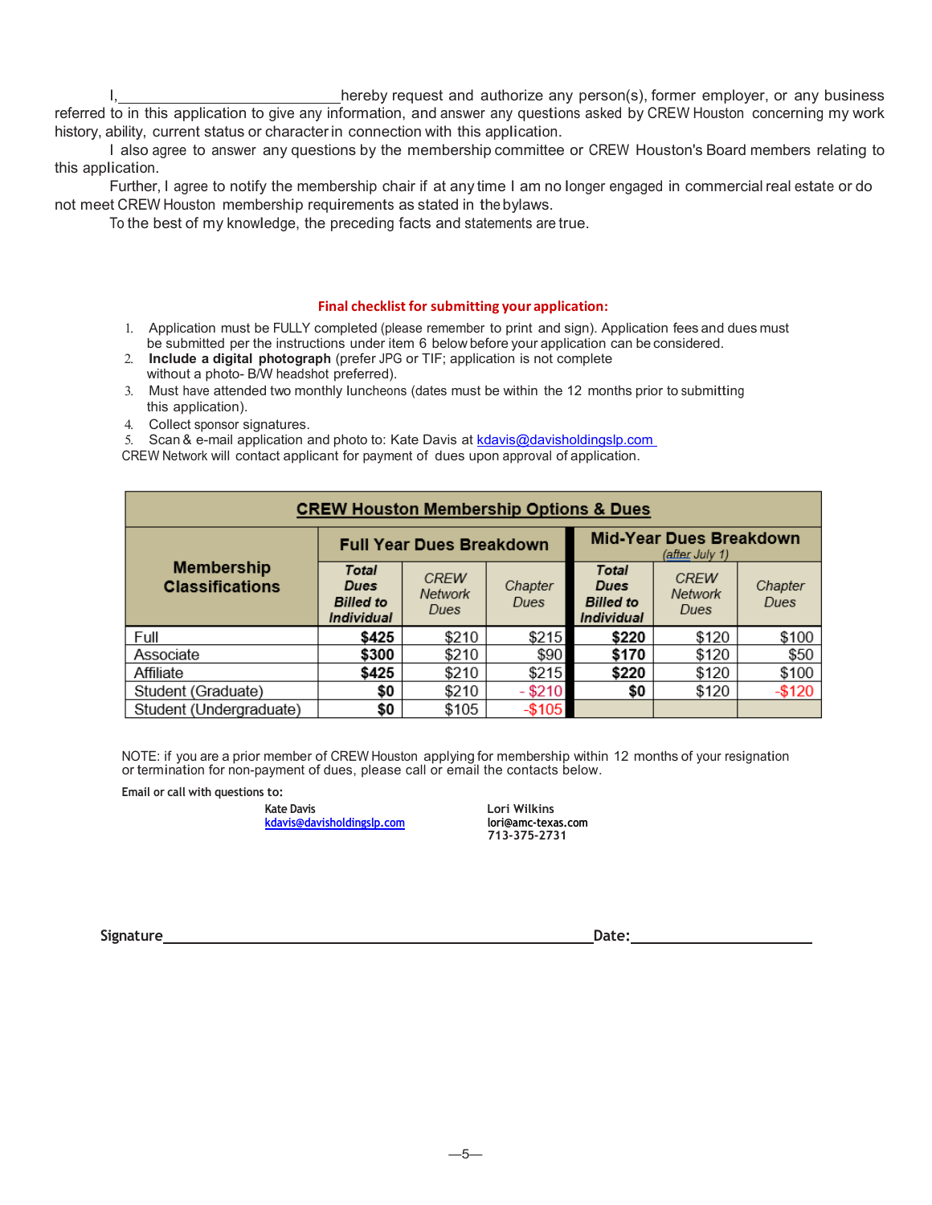I,\_\_\_\_\_\_\_\_\_\_\_\_\_\_\_\_\_\_\_\_\_\_\_\_\_\_\_hereby request and authorize any person(s), former employer, or any business referred to in this application to give any information, and answer any questions asked by CREW Houston concerning my work history, ability, current status or character in connection with this application.

I also agree to answer any questions by the membership committee or CREW Houston's Board members relating to this application.

Further, I agree to notify the membership chair if at any time I am no longer engaged in commercial real estate or do not meet CREW Houston membership requirements as stated in the bylaws.

To the best of my knowledge, the preceding facts and statements are true.

**Final checklist for submitting your application:**

1. Application must be FULLY completed (please remember to print and sign). Application fees and dues must be submitted per the instructions under item 6 below before your application can be considered.
2. **Include a digital photograph** (prefer JPG or TIF; application is not complete without a photo- B/W headshot preferred).
3. Must have attended two monthly luncheons (dates must be within the 12 months prior to submitting this application).
4. Collect sponsor signatures.
5. Scan & e-mail application and photo to: Kate Davis at kdavis@davisholdingslp.com

CREW Network will contact applicant for payment of dues upon approval of application.

| **CREW Houston Membership Options & Dues** | | | | | | |
|---|---|---|---|---|---|---|
| **Membership Classifications** | **Full Year Dues Breakdown** | | | **Mid-Year Dues Breakdown** *(after July 1)* | | |
| | ***Total Dues Billed to Individual*** | *CREW Network Dues* | *Chapter Dues* | ***Total Dues Billed to Individual*** | *CREW Network Dues* | *Chapter Dues* |
| Full | **$425** | $210 | $215 | **$220** | $120 | $100 |
| Associate | **$300** | $210 | $90 | **$170** | $120 | $50 |
| Affiliate | **$425** | $210 | $215 | **$220** | $120 | $100 |
| Student (Graduate) | **$0** | $210 | - $210 | **$0** | $120 | -$120 |
| Student (Undergraduate) | **$0** | $105 | -$105 | | | |

NOTE: if you are a prior member of CREW Houston applying for membership within 12 months of your resignation or termination for non-payment of dues, please call or email the contacts below.

**Email or call with questions to:**

**Kate Davis**
kdavis@davisholdingslp.com

**Lori Wilkins**
**lori@amc-texas.com**
**713-375-2731**

**Signature**\_\_\_\_\_\_\_\_\_\_\_\_\_\_\_\_\_\_\_\_\_\_\_\_\_\_\_\_\_\_\_\_\_\_\_\_\_\_\_\_\_\_\_\_\_\_\_\_**Date:**\_\_\_\_\_\_\_\_\_\_\_\_\_\_\_\_\_\_\_\_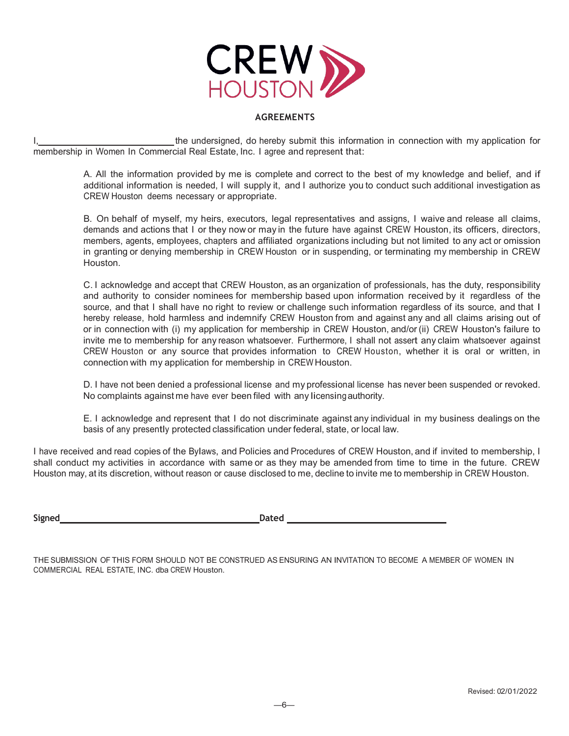# CREW HOUSTON

## AGREEMENTS

I,\_\_\_\_\_\_\_\_\_\_\_\_\_\_\_\_\_\_\_\_\_\_\_\_\_\_\_\_ the undersigned, do hereby submit this information in connection with my application for membership in Women In Commercial Real Estate, Inc. I agree and represent that:

A. All the information provided by me is complete and correct to the best of my knowledge and belief, and if additional information is needed, I will supply it, and I authorize you to conduct such additional investigation as CREW Houston deems necessary or appropriate.

B. On behalf of myself, my heirs, executors, legal representatives and assigns, I waive and release all claims, demands and actions that I or they now or may in the future have against CREW Houston, its officers, directors, members, agents, employees, chapters and affiliated organizations including but not limited to any act or omission in granting or denying membership in CREW Houston or in suspending, or terminating my membership in CREW Houston.

C. I acknowledge and accept that CREW Houston, as an organization of professionals, has the duty, responsibility and authority to consider nominees for membership based upon information received by it regardless of the source, and that I shall have no right to review or challenge such information regardless of its source, and that I hereby release, hold harmless and indemnify CREW Houston from and against any and all claims arising out of or in connection with (i) my application for membership in CREW Houston, and/or (ii) CREW Houston's failure to invite me to membership for any reason whatsoever. Furthermore, I shall not assert any claim whatsoever against CREW Houston or any source that provides information to CREW Houston, whether it is oral or written, in connection with my application for membership in CREW Houston.

D. I have not been denied a professional license and my professional license has never been suspended or revoked. No complaints against me have ever been filed with any licensing authority.

E. I acknowledge and represent that I do not discriminate against any individual in my business dealings on the basis of any presently protected classification under federal, state, or local law.

I have received and read copies of the Bylaws, and Policies and Procedures of CREW Houston, and if invited to membership, I shall conduct my activities in accordance with same or as they may be amended from time to time in the future. CREW Houston may, at its discretion, without reason or cause disclosed to me, decline to invite me to membership in CREW Houston.

**Signed**\_\_\_\_\_\_\_\_\_\_\_\_\_\_\_\_\_\_\_\_\_\_\_\_\_\_\_\_\_\_\_\_\_\_\_\_\_\_\_\_ **Dated** \_\_\_\_\_\_\_\_\_\_\_\_\_\_\_\_\_\_\_\_\_\_\_\_\_\_\_\_\_\_\_\_

THE SUBMISSION OF THIS FORM SHOULD NOT BE CONSTRUED AS ENSURING AN INVITATION TO BECOME A MEMBER OF WOMEN IN COMMERCIAL REAL ESTATE, INC. dba CREW Houston.

Revised: 02/01/2022